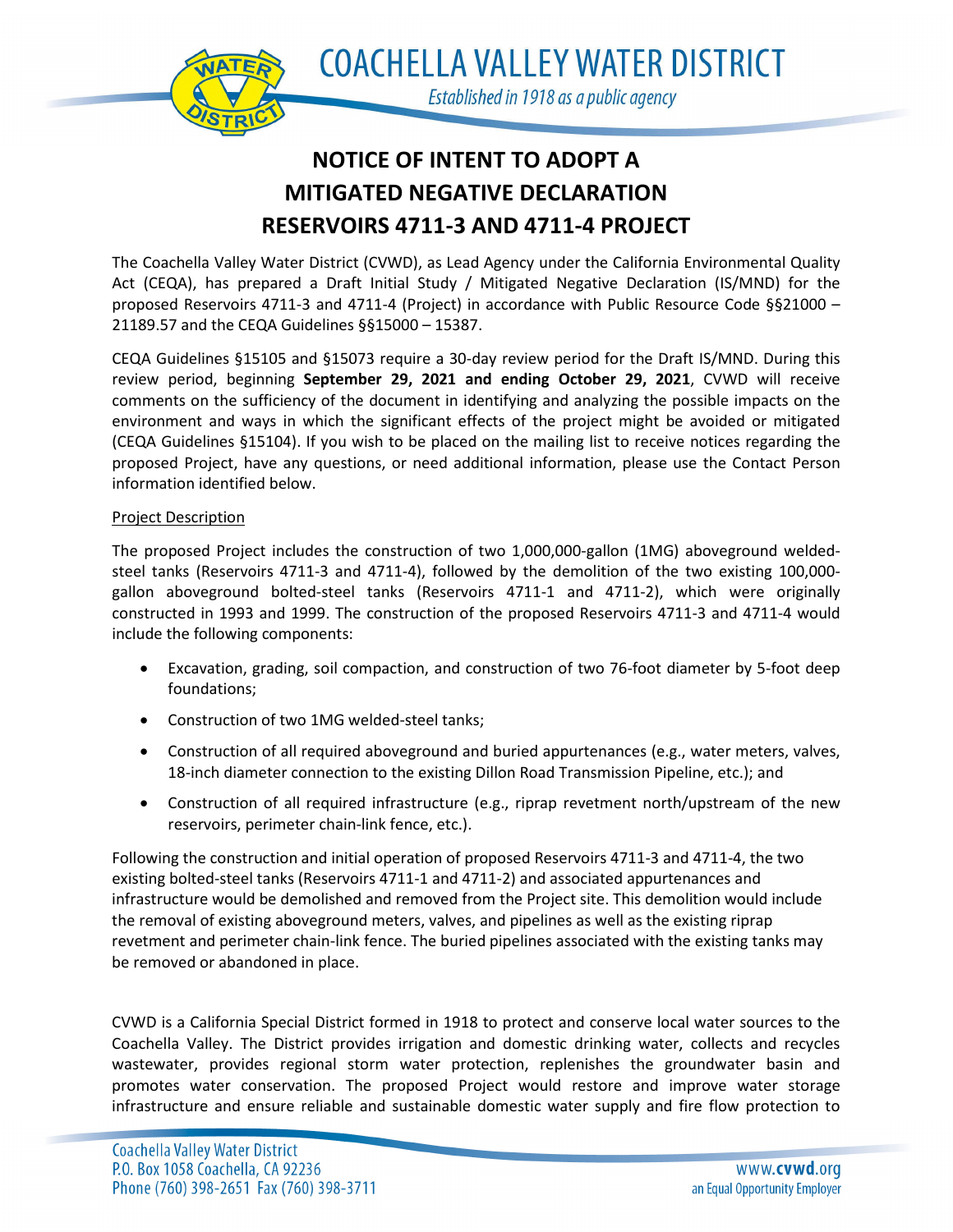# NOTICE OF INTENT TO ADOPT A MITIGATED NEGATIVE DECLARATION RESERVOIRS 4711-3 AND 4711-4 PROJECT

The Coachella Valley Water District (CVWD), as Lead Agency under the California Environmental Quality Act (CEQA), has prepared a Draft Initial Study / Mitigated Negative Declaration (IS/MND) for the proposed Reservoirs 4711-3 and 4711-4 (Project) in accordance with Public Resource Code §§21000 – 21189.57 and the CEQA Guidelines §§15000 – 15387.

CEQA Guidelines §15105 and §15073 require a 30-day review period for the Draft IS/MND. During this review period, beginning **September 29, 2021 and ending October 29, 2021**, CVWD will receive comments on the sufficiency of the document in identifying and analyzing the possible impacts on the environment and ways in which the significant effects of the project might be avoided or mitigated (CEQA Guidelines §15104). If you wish to be placed on the mailing list to receive notices regarding the proposed Project, have any questions, or need additional information, please use the Contact Person information identified below.

<u>Project Description</u>

The proposed Project includes the construction of two 1,000,000-gallon (1MG) aboveground welded-steel tanks (Reservoirs 4711-3 and 4711-4), followed by the demolition of the two existing 100,000-gallon aboveground bolted-steel tanks (Reservoirs 4711-1 and 4711-2), which were originally constructed in 1993 and 1999. The construction of the proposed Reservoirs 4711-3 and 4711-4 would include the following components:

- Excavation, grading, soil compaction, and construction of two 76-foot diameter by 5-foot deep foundations;
- Construction of two 1MG welded-steel tanks;
- Construction of all required aboveground and buried appurtenances (e.g., water meters, valves, 18-inch diameter connection to the existing Dillon Road Transmission Pipeline, etc.); and
- Construction of all required infrastructure (e.g., riprap revetment north/upstream of the new reservoirs, perimeter chain-link fence, etc.).

Following the construction and initial operation of proposed Reservoirs 4711-3 and 4711-4, the two existing bolted-steel tanks (Reservoirs 4711-1 and 4711-2) and associated appurtenances and infrastructure would be demolished and removed from the Project site. This demolition would include the removal of existing aboveground meters, valves, and pipelines as well as the existing riprap revetment and perimeter chain-link fence. The buried pipelines associated with the existing tanks may be removed or abandoned in place.

CVWD is a California Special District formed in 1918 to protect and conserve local water sources to the Coachella Valley. The District provides irrigation and domestic drinking water, collects and recycles wastewater, provides regional storm water protection, replenishes the groundwater basin and promotes water conservation. The proposed Project would restore and improve water storage infrastructure and ensure reliable and sustainable domestic water supply and fire flow protection to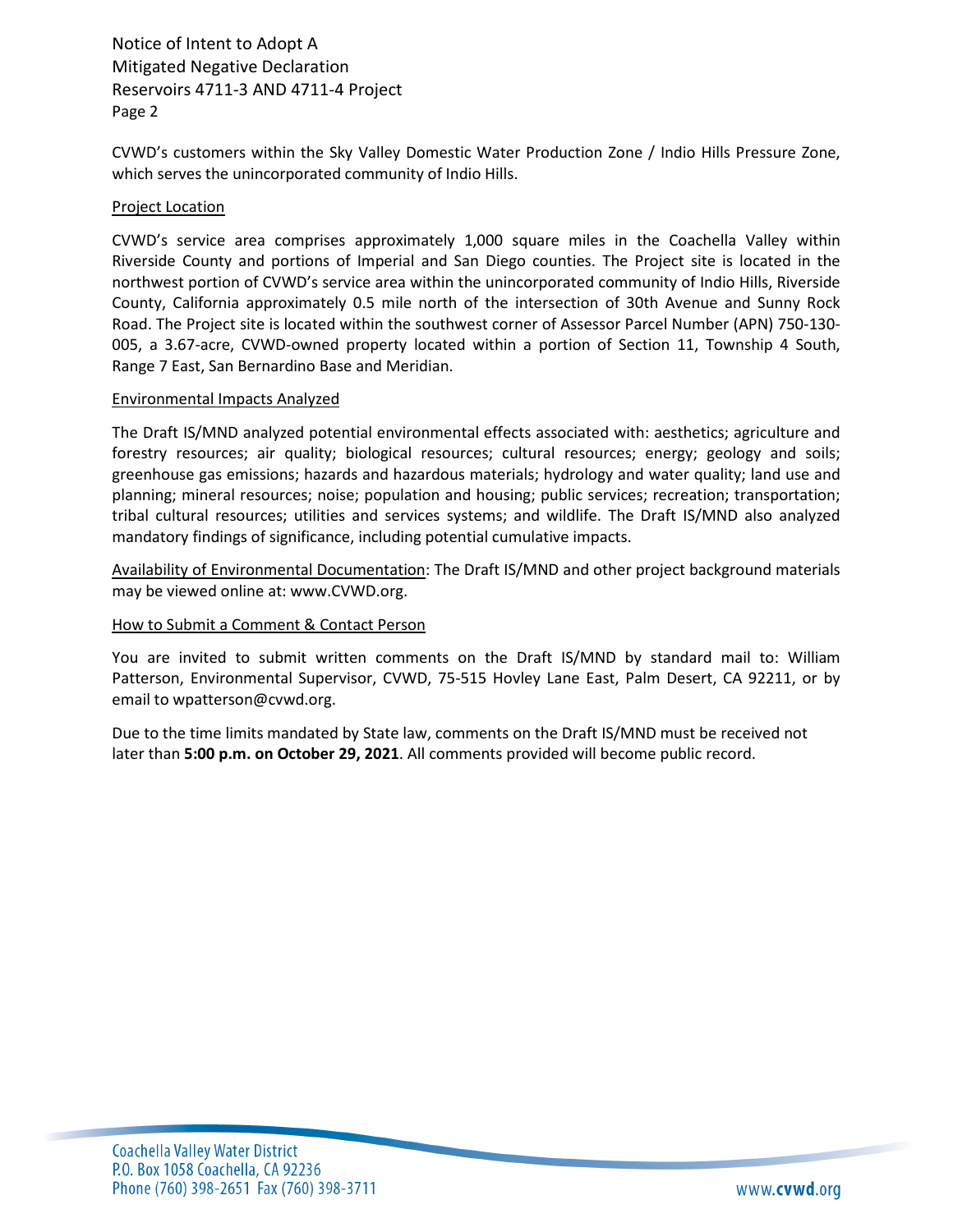CVWD's customers within the Sky Valley Domestic Water Production Zone / Indio Hills Pressure Zone, which serves the unincorporated community of Indio Hills.

Project Location

CVWD's service area comprises approximately 1,000 square miles in the Coachella Valley within Riverside County and portions of Imperial and San Diego counties. The Project site is located in the northwest portion of CVWD's service area within the unincorporated community of Indio Hills, Riverside County, California approximately 0.5 mile north of the intersection of 30th Avenue and Sunny Rock Road. The Project site is located within the southwest corner of Assessor Parcel Number (APN) 750-130-005, a 3.67-acre, CVWD-owned property located within a portion of Section 11, Township 4 South, Range 7 East, San Bernardino Base and Meridian.

Environmental Impacts Analyzed

The Draft IS/MND analyzed potential environmental effects associated with: aesthetics; agriculture and forestry resources; air quality; biological resources; cultural resources; energy; geology and soils; greenhouse gas emissions; hazards and hazardous materials; hydrology and water quality; land use and planning; mineral resources; noise; population and housing; public services; recreation; transportation; tribal cultural resources; utilities and services systems; and wildlife. The Draft IS/MND also analyzed mandatory findings of significance, including potential cumulative impacts.

Availability of Environmental Documentation: The Draft IS/MND and other project background materials may be viewed online at: www.CVWD.org.

How to Submit a Comment & Contact Person

You are invited to submit written comments on the Draft IS/MND by standard mail to: William Patterson, Environmental Supervisor, CVWD, 75-515 Hovley Lane East, Palm Desert, CA 92211, or by email to wpatterson@cvwd.org.

Due to the time limits mandated by State law, comments on the Draft IS/MND must be received not later than **5:00 p.m. on October 29, 2021**. All comments provided will become public record.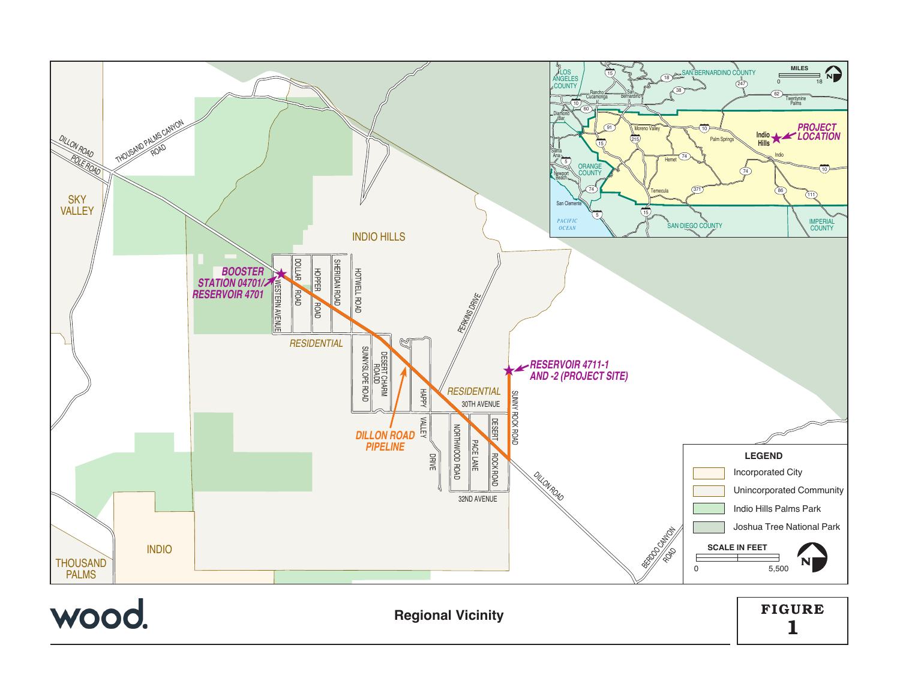SKY VALLEY

DILLON ROAD

POLE ROAD

THOUSAND PALMS CANYON ROAD

INDIO HILLS

BOOSTER STATION 04701/ RESERVOIR 4701

WESTERN AVENUE

DOLLAR ROAD

HOPPER ROAD

SHERIDAN ROAD

HOTWELL ROAD

PERKINS DRIVE

RESIDENTIAL

SUNNYSLOPE ROAD

DESERT CHARM ROAD

HAPPY VALLEY DRIVE

RESERVOIR 4711-1 AND -2 (PROJECT SITE)

RESIDENTIAL

30TH AVENUE

SUNNY ROCK ROAD

DILLON ROAD PIPELINE

NORTHWOOD ROAD

PACE LANE

DESERT ROCK ROAD

32ND AVENUE

DILLON ROAD

BERDOO CANYON ROAD

INDIO

THOUSAND PALMS

LOS ANGELES COUNTY

SAN BERNARDINO COUNTY

MILES

0 18

Rancho Cucamonga

San Bernardino

Twentynine Palms

Diamond Bar

Moreno Valley

Palm Springs

Indio Hills

PROJECT LOCATION

Santa Ana

Hemet

Indio

ORANGE COUNTY

Newport Beach

Temecula

San Clemente

PACIFIC OCEAN

SAN DIEGO COUNTY

IMPERIAL COUNTY

15 18 38 247 62 10 60 91 10 215 15 74 5 74 74 10 371 86 111 5 15

**LEGEND**

- Incorporated City
- Unincorporated Community
- Indio Hills Palms Park
- Joshua Tree National Park

SCALE IN FEET

0 5,500

wood.

**Regional Vicinity**

**FIGURE 1**